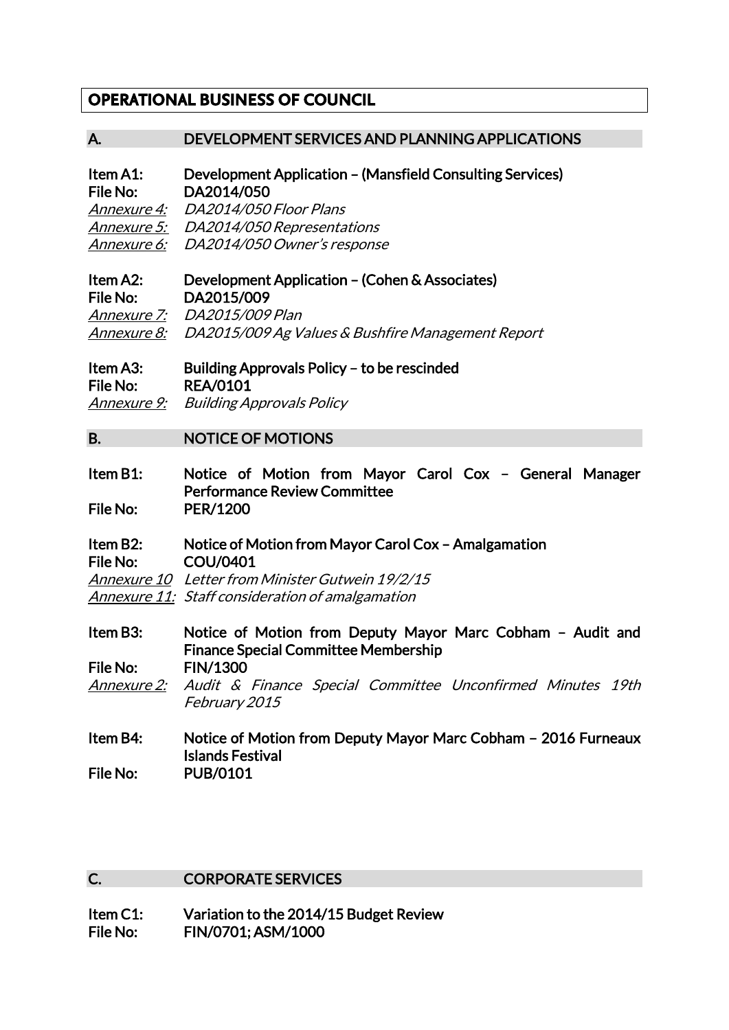# OPERATIONAL BUSINESS OF COUNCIL

## A. DEVELOPMENT SERVICES AND PLANNING APPLICATIONS

**Item A1:** **Development Application – (Mansfield Consulting Services)**
**File No:** **DA2014/050**
*Annexure 4:* *DA2014/050 Floor Plans*
*Annexure 5:* *DA2014/050 Representations*
*Annexure 6:* *DA2014/050 Owner's response*

**Item A2:** **Development Application – (Cohen & Associates)**
**File No:** **DA2015/009**
*Annexure 7:* *DA2015/009 Plan*
*Annexure 8:* *DA2015/009 Ag Values & Bushfire Management Report*

**Item A3:** **Building Approvals Policy – to be rescinded**
**File No:** **REA/0101**
*Annexure 9:* *Building Approvals Policy*

## B. NOTICE OF MOTIONS

**Item B1:** **Notice of Motion from Mayor Carol Cox – General Manager Performance Review Committee**
**File No:** **PER/1200**

**Item B2:** **Notice of Motion from Mayor Carol Cox – Amalgamation**
**File No:** **COU/0401**
*Annexure 10* *Letter from Minister Gutwein 19/2/15*
*Annexure 11:* *Staff consideration of amalgamation*

**Item B3:** **Notice of Motion from Deputy Mayor Marc Cobham – Audit and Finance Special Committee Membership**
**File No:** **FIN/1300**
*Annexure 2:* *Audit & Finance Special Committee Unconfirmed Minutes 19th February 2015*

**Item B4:** **Notice of Motion from Deputy Mayor Marc Cobham – 2016 Furneaux Islands Festival**
**File No:** **PUB/0101**

## C. CORPORATE SERVICES

**Item C1:** **Variation to the 2014/15 Budget Review**
**File No:** **FIN/0701; ASM/1000**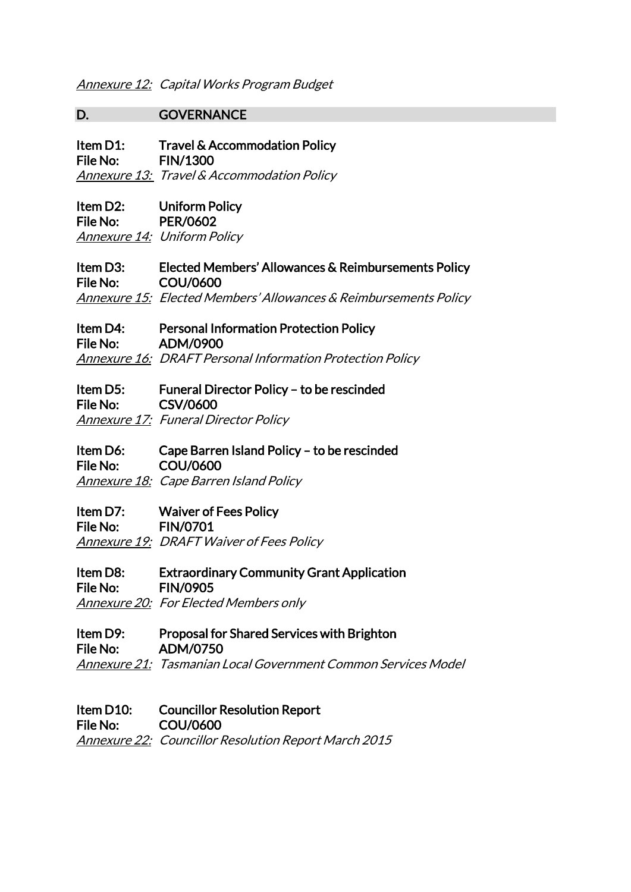*<u>Annexure 12:</u> Capital Works Program Budget*

## D. GOVERNANCE

**Item D1: Travel & Accommodation Policy**
**File No: FIN/1300**
*<u>Annexure 13:</u> Travel & Accommodation Policy*

**Item D2: Uniform Policy**
**File No: PER/0602**
*<u>Annexure 14:</u> Uniform Policy*

**Item D3: Elected Members' Allowances & Reimbursements Policy**
**File No: COU/0600**
*<u>Annexure 15:</u> Elected Members' Allowances & Reimbursements Policy*

**Item D4: Personal Information Protection Policy**
**File No: ADM/0900**
*<u>Annexure 16:</u> DRAFT Personal Information Protection Policy*

**Item D5: Funeral Director Policy – to be rescinded**
**File No: CSV/0600**
*<u>Annexure 17:</u> Funeral Director Policy*

**Item D6: Cape Barren Island Policy – to be rescinded**
**File No: COU/0600**
*<u>Annexure 18:</u> Cape Barren Island Policy*

**Item D7: Waiver of Fees Policy**
**File No: FIN/0701**
*<u>Annexure 19:</u> DRAFT Waiver of Fees Policy*

**Item D8: Extraordinary Community Grant Application**
**File No: FIN/0905**
*<u>Annexure 20:</u> For Elected Members only*

**Item D9: Proposal for Shared Services with Brighton**
**File No: ADM/0750**
*<u>Annexure 21:</u> Tasmanian Local Government Common Services Model*

**Item D10: Councillor Resolution Report**
**File No: COU/0600**
*<u>Annexure 22:</u> Councillor Resolution Report March 2015*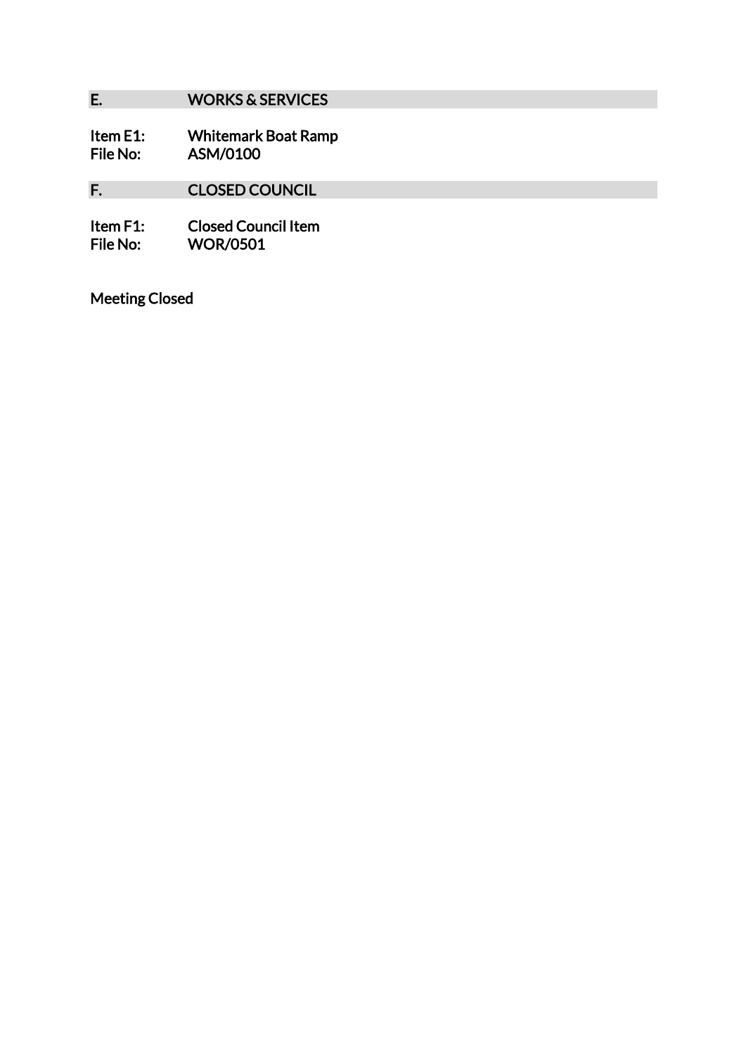## E. WORKS & SERVICES

Item E1: Whitemark Boat Ramp
File No: ASM/0100

## F. CLOSED COUNCIL

Item F1: Closed Council Item
File No: WOR/0501

Meeting Closed